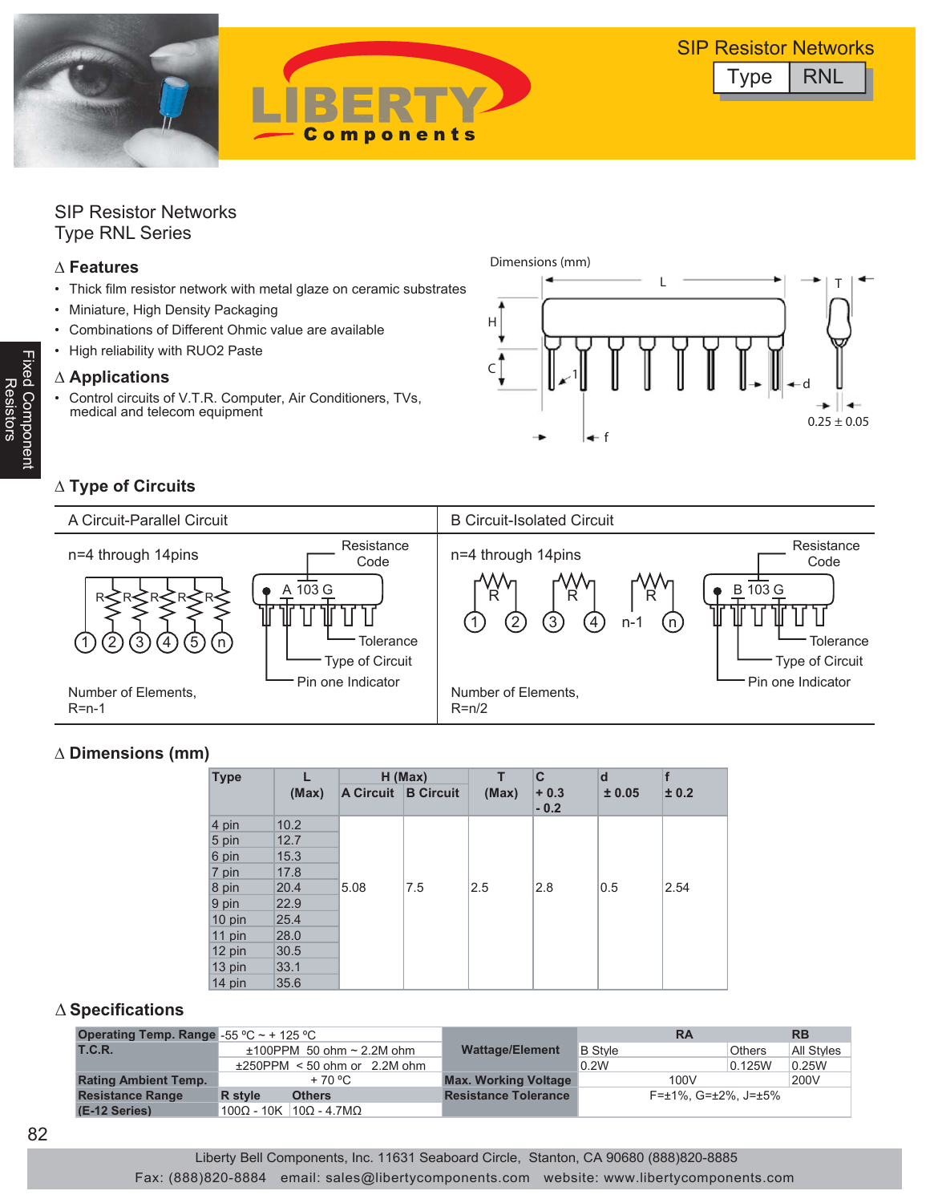SIP Resistor Networks

Type RNL

# SIP Resistor Networks
# Type RNL Series

## Δ Features

- Thick film resistor network with metal glaze on ceramic substrates
- Miniature, High Density Packaging
- Combinations of Different Ohmic value are available
- High reliability with RUO2 Paste

## Δ Applications

- Control circuits of V.T.R. Computer, Air Conditioners, TVs, medical and telecom equipment

Dimensions (mm)

L
T
H
C
1
d
f
0.25 ± 0.05

## Δ Type of Circuits

| A Circuit-Parallel Circuit | B Circuit-Isolated Circuit |
|---|---|
| n=4 through 14pins | n=4 through 14pins |
| Resistance Code, A 103 G, Tolerance, Type of Circuit, Pin one Indicator | Resistance Code, B 103 G, Tolerance, Type of Circuit, Pin one Indicator |
| Number of Elements, R=n-1 | Number of Elements, R=n/2 |

## Δ Dimensions (mm)

| Type | L (Max) | H (Max) A Circuit | H (Max) B Circuit | T (Max) | C + 0.3 - 0.2 | d ± 0.05 | f ± 0.2 |
|---|---|---|---|---|---|---|---|
| 4 pin | 10.2 | 5.08 | 7.5 | 2.5 | 2.8 | 0.5 | 2.54 |
| 5 pin | 12.7 | | | | | | |
| 6 pin | 15.3 | | | | | | |
| 7 pin | 17.8 | | | | | | |
| 8 pin | 20.4 | | | | | | |
| 9 pin | 22.9 | | | | | | |
| 10 pin | 25.4 | | | | | | |
| 11 pin | 28.0 | | | | | | |
| 12 pin | 30.5 | | | | | | |
| 13 pin | 33.1 | | | | | | |
| 14 pin | 35.6 | | | | | | |

## Δ Specifications

| | | |
|---|---|---|
| **Operating Temp. Range** | -55 ºC ~ + 125 ºC | |
| **T.C.R.** | ±100PPM 50 ohm ~ 2.2M ohm | |
| | ±250PPM < 50 ohm or 2.2M ohm | |
| **Rating Ambient Temp.** | + 70 ºC | |
| **Resistance Range (E-12 Series)** | R style: 100Ω - 10K | Others: 10Ω - 4.7MΩ |

| | RA B Style | RA Others | RB All Styles |
|---|---|---|---|
| **Wattage/Element** | 0.2W | 0.125W | 0.25W |
| **Max. Working Voltage** | 100V | | 200V |
| **Resistance Tolerance** | F=±1%, G=±2%, J=±5% | | |

Liberty Bell Components, Inc. 11631 Seaboard Circle, Stanton, CA 90680 (888)820-8885
Fax: (888)820-8884 email: sales@libertycomponents.com website: www.libertycomponents.com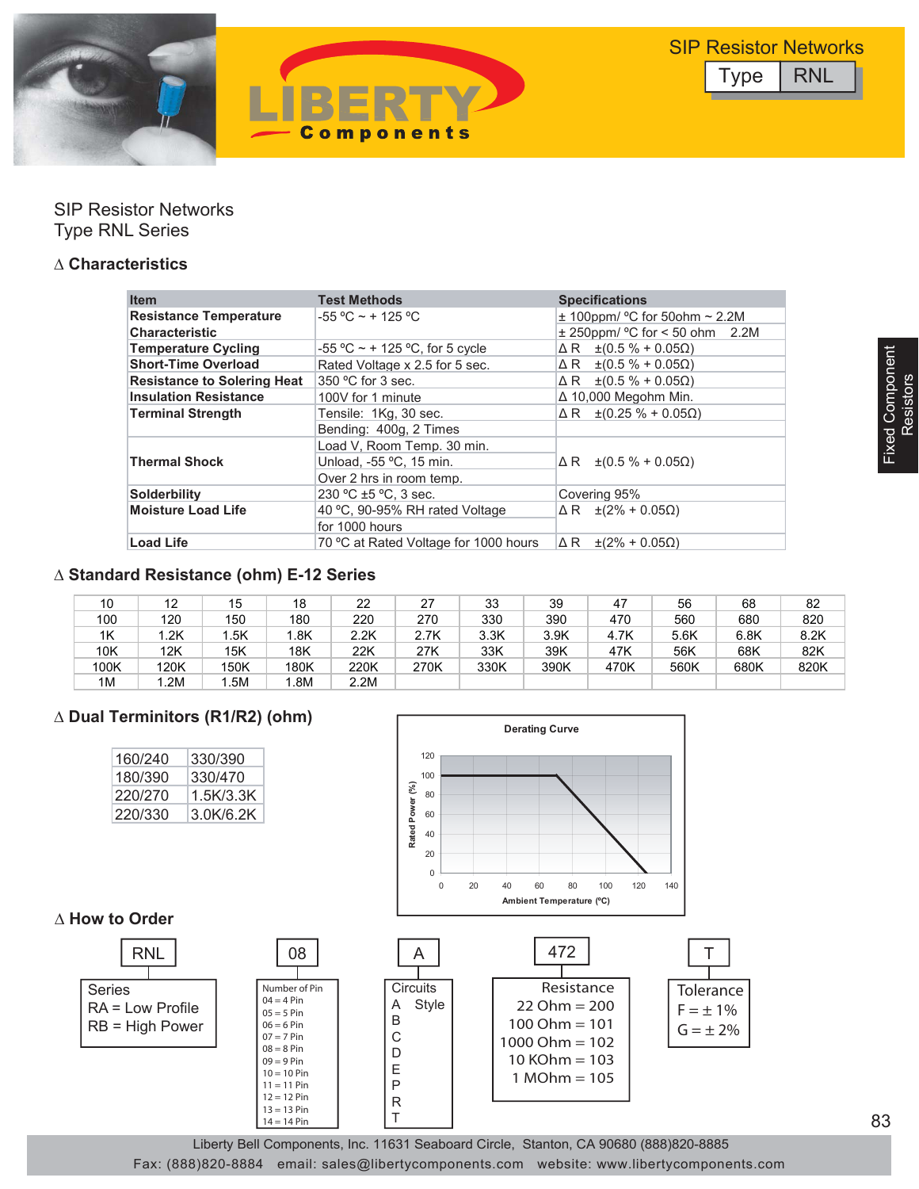SIP Resistor Networks

| Type | RNL |
|---|---|

# SIP Resistor Networks
# Type RNL Series

## ∆ Characteristics

| Item | Test Methods | Specifications |
|---|---|---|
| **Resistance Temperature Characteristic** | -55 ºC ~ + 125 ºC | ± 100ppm/ ºC for 50ohm ~ 2.2M<br>± 250ppm/ ºC for < 50 ohm 2.2M |
| **Temperature Cycling** | -55 ºC ~ + 125 ºC, for 5 cycle | ∆ R ±(0.5 % + 0.05Ω) |
| **Short-Time Overload** | Rated Voltage x 2.5 for 5 sec. | ∆ R ±(0.5 % + 0.05Ω) |
| **Resistance to Solering Heat** | 350 ºC for 3 sec. | ∆ R ±(0.5 % + 0.05Ω) |
| **Insulation Resistance** | 100V for 1 minute | ∆ 10,000 Megohm Min. |
| **Terminal Strength** | Tensile: 1Kg, 30 sec.<br>Bending: 400g, 2 Times | ∆ R ±(0.25 % + 0.05Ω) |
| **Thermal Shock** | Load V, Room Temp. 30 min.<br>Unload, -55 ºC, 15 min.<br>Over 2 hrs in room temp. | ∆ R ±(0.5 % + 0.05Ω) |
| **Solderbility** | 230 ºC ±5 ºC, 3 sec. | Covering 95% |
| **Moisture Load Life** | 40 ºC, 90-95% RH rated Voltage for 1000 hours | ∆ R ±(2% + 0.05Ω) |
| **Load Life** | 70 ºC at Rated Voltage for 1000 hours | ∆ R ±(2% + 0.05Ω) |

## ∆ Standard Resistance (ohm) E-12 Series

| | | | | | | | | | | | |
|---|---|---|---|---|---|---|---|---|---|---|---|
| 10 | 12 | 15 | 18 | 22 | 27 | 33 | 39 | 47 | 56 | 68 | 82 |
| 100 | 120 | 150 | 180 | 220 | 270 | 330 | 390 | 470 | 560 | 680 | 820 |
| 1K | 1.2K | 1.5K | 1.8K | 2.2K | 2.7K | 3.3K | 3.9K | 4.7K | 5.6K | 6.8K | 8.2K |
| 10K | 12K | 15K | 18K | 22K | 27K | 33K | 39K | 47K | 56K | 68K | 82K |
| 100K | 120K | 150K | 180K | 220K | 270K | 330K | 390K | 470K | 560K | 680K | 820K |
| 1M | 1.2M | 1.5M | 1.8M | 2.2M | | | | | | | |

## ∆ Dual Terminitors (R1/R2) (ohm)

| | |
|---|---|
| 160/240 | 330/390 |
| 180/390 | 330/470 |
| 220/270 | 1.5K/3.3K |
| 220/330 | 3.0K/6.2K |

Derating Curve

Rated Power (%)

120
100
80
60
40
20
0

0 20 40 60 80 100 120 140

Ambient Temperature (ºC)

## ∆ How to Order

RNL — Series: RA = Low Profile, RB = High Power

08 — Number of Pin: 04 = 4 Pin, 05 = 5 Pin, 06 = 6 Pin, 07 = 7 Pin, 08 = 8 Pin, 09 = 9 Pin, 10 = 10 Pin, 11 = 11 Pin, 12 = 12 Pin, 13 = 13 Pin, 14 = 14 Pin

A — Circuits: A Style, B, C, D, E, P, R, T

472 — Resistance: 22 Ohm = 200, 100 Ohm = 101, 1000 Ohm = 102, 10 KOhm = 103, 1 MOhm = 105

T — Tolerance: F = ± 1%, G = ± 2%

Liberty Bell Components, Inc. 11631 Seaboard Circle, Stanton, CA 90680 (888)820-8885
Fax: (888)820-8884 email: sales@libertycomponents.com website: www.libertycomponents.com